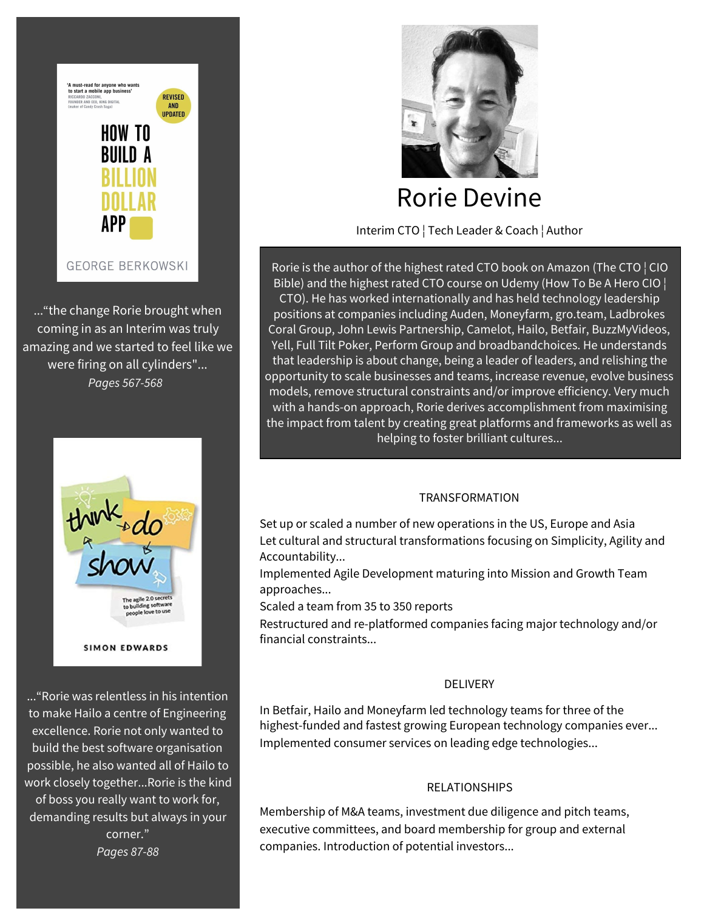# Rorie Devine

Interim CTO ¦ Tech Leader & Coach ¦ Author

Rorie is the author of the highest rated CTO book on Amazon (The CTO ¦ CIO Bible) and the highest rated CTO course on Udemy (How To Be A Hero CIO ¦ CTO). He has worked internationally and has held technology leadership positions at companies including Auden, Moneyfarm, gro.team, Ladbrokes Coral Group, John Lewis Partnership, Camelot, Hailo, Betfair, BuzzMyVideos, Yell, Full Tilt Poker, Perform Group and broadbandchoices. He understands that leadership is about change, being a leader of leaders, and relishing the opportunity to scale businesses and teams, increase revenue, evolve business models, remove structural constraints and/or improve efficiency. Very much with a hands-on approach, Rorie derives accomplishment from maximising the impact from talent by creating great platforms and frameworks as well as helping to foster brilliant cultures...

## TRANSFORMATION

Set up or scaled a number of new operations in the US, Europe and Asia

Let cultural and structural transformations focusing on Simplicity, Agility and Accountability...

Implemented Agile Development maturing into Mission and Growth Team approaches...

Scaled a team from 35 to 350 reports

Restructured and re-platformed companies facing major technology and/or financial constraints...

## DELIVERY

In Betfair, Hailo and Moneyfarm led technology teams for three of the highest-funded and fastest growing European technology companies ever...

Implemented consumer services on leading edge technologies...

## RELATIONSHIPS

Membership of M&A teams, investment due diligence and pitch teams, executive committees, and board membership for group and external companies. Introduction of potential investors...

---

'A must-read for anyone who wants to start a mobile app business'
RICCARDO ZACCONI, FOUNDER AND CEO, KING DIGITAL (maker of Candy Crush Saga)

REVISED AND UPDATED

**HOW TO BUILD A BILLION DOLLAR APP**

GEORGE BERKOWSKI

...“the change Rorie brought when coming in as an Interim was truly amazing and we started to feel like we were firing on all cylinders"...

*Pages 567-568*

**think do show**

The agile 2.0 secrets to building software people love to use

SIMON EDWARDS

...“Rorie was relentless in his intention to make Hailo a centre of Engineering excellence. Rorie not only wanted to build the best software organisation possible, he also wanted all of Hailo to work closely together...Rorie is the kind of boss you really want to work for, demanding results but always in your corner.”

*Pages 87-88*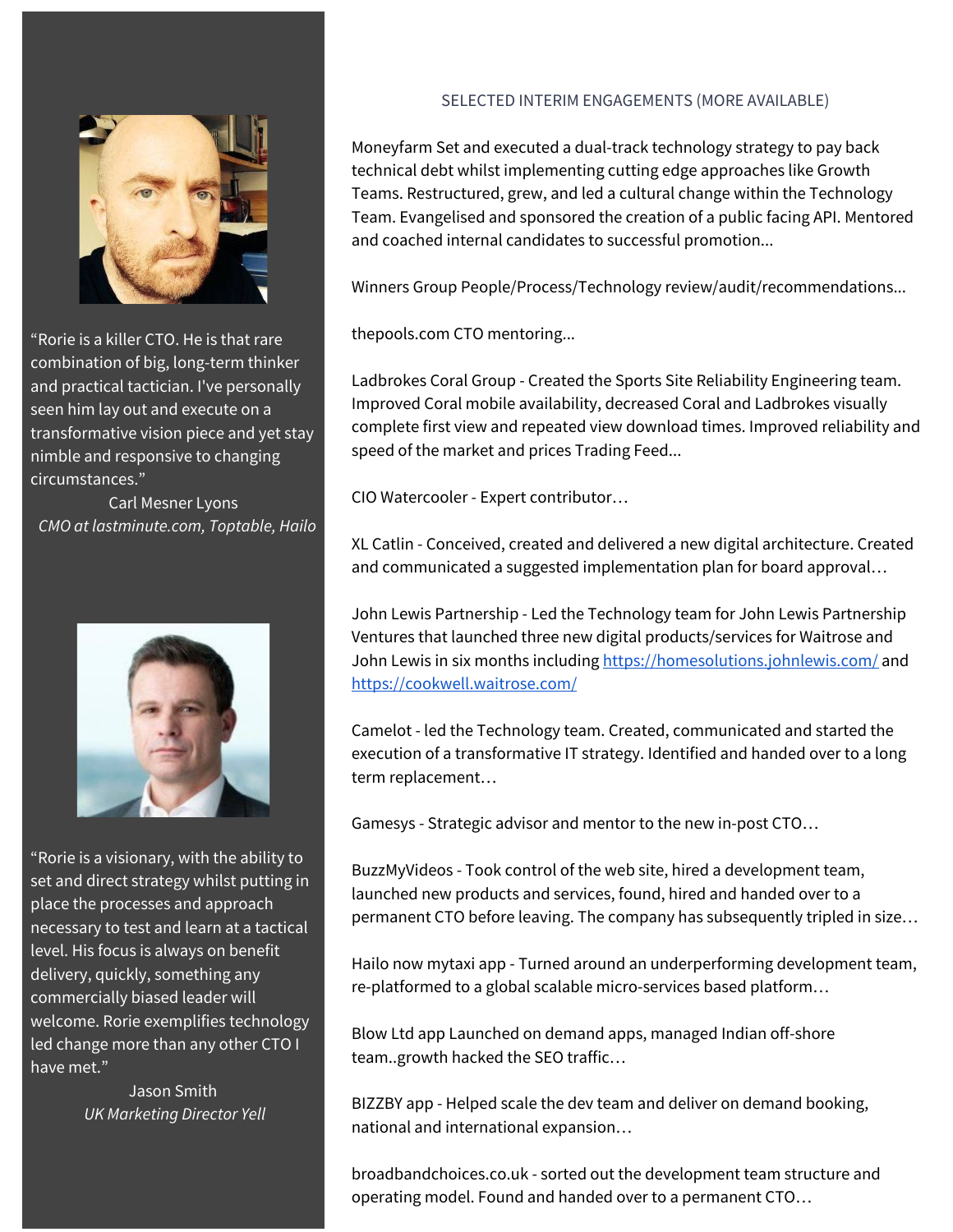"Rorie is a killer CTO. He is that rare combination of big, long-term thinker and practical tactician. I've personally seen him lay out and execute on a transformative vision piece and yet stay nimble and responsive to changing circumstances."

Carl Mesner Lyons
*CMO at lastminute.com, Toptable, Hailo*

"Rorie is a visionary, with the ability to set and direct strategy whilst putting in place the processes and approach necessary to test and learn at a tactical level. His focus is always on benefit delivery, quickly, something any commercially biased leader will welcome. Rorie exemplifies technology led change more than any other CTO I have met."

Jason Smith
*UK Marketing Director Yell*

## SELECTED INTERIM ENGAGEMENTS (MORE AVAILABLE)

Moneyfarm Set and executed a dual-track technology strategy to pay back technical debt whilst implementing cutting edge approaches like Growth Teams. Restructured, grew, and led a cultural change within the Technology Team. Evangelised and sponsored the creation of a public facing API. Mentored and coached internal candidates to successful promotion...

Winners Group People/Process/Technology review/audit/recommendations...

thepools.com CTO mentoring...

Ladbrokes Coral Group - Created the Sports Site Reliability Engineering team. Improved Coral mobile availability, decreased Coral and Ladbrokes visually complete first view and repeated view download times. Improved reliability and speed of the market and prices Trading Feed...

CIO Watercooler - Expert contributor…

XL Catlin - Conceived, created and delivered a new digital architecture. Created and communicated a suggested implementation plan for board approval…

John Lewis Partnership - Led the Technology team for John Lewis Partnership Ventures that launched three new digital products/services for Waitrose and John Lewis in six months including https://homesolutions.johnlewis.com/ and https://cookwell.waitrose.com/

Camelot - led the Technology team. Created, communicated and started the execution of a transformative IT strategy. Identified and handed over to a long term replacement…

Gamesys - Strategic advisor and mentor to the new in-post CTO…

BuzzMyVideos - Took control of the web site, hired a development team, launched new products and services, found, hired and handed over to a permanent CTO before leaving. The company has subsequently tripled in size…

Hailo now mytaxi app - Turned around an underperforming development team, re-platformed to a global scalable micro-services based platform…

Blow Ltd app Launched on demand apps, managed Indian off-shore team..growth hacked the SEO traffic…

BIZZBY app - Helped scale the dev team and deliver on demand booking, national and international expansion…

broadbandchoices.co.uk - sorted out the development team structure and operating model. Found and handed over to a permanent CTO…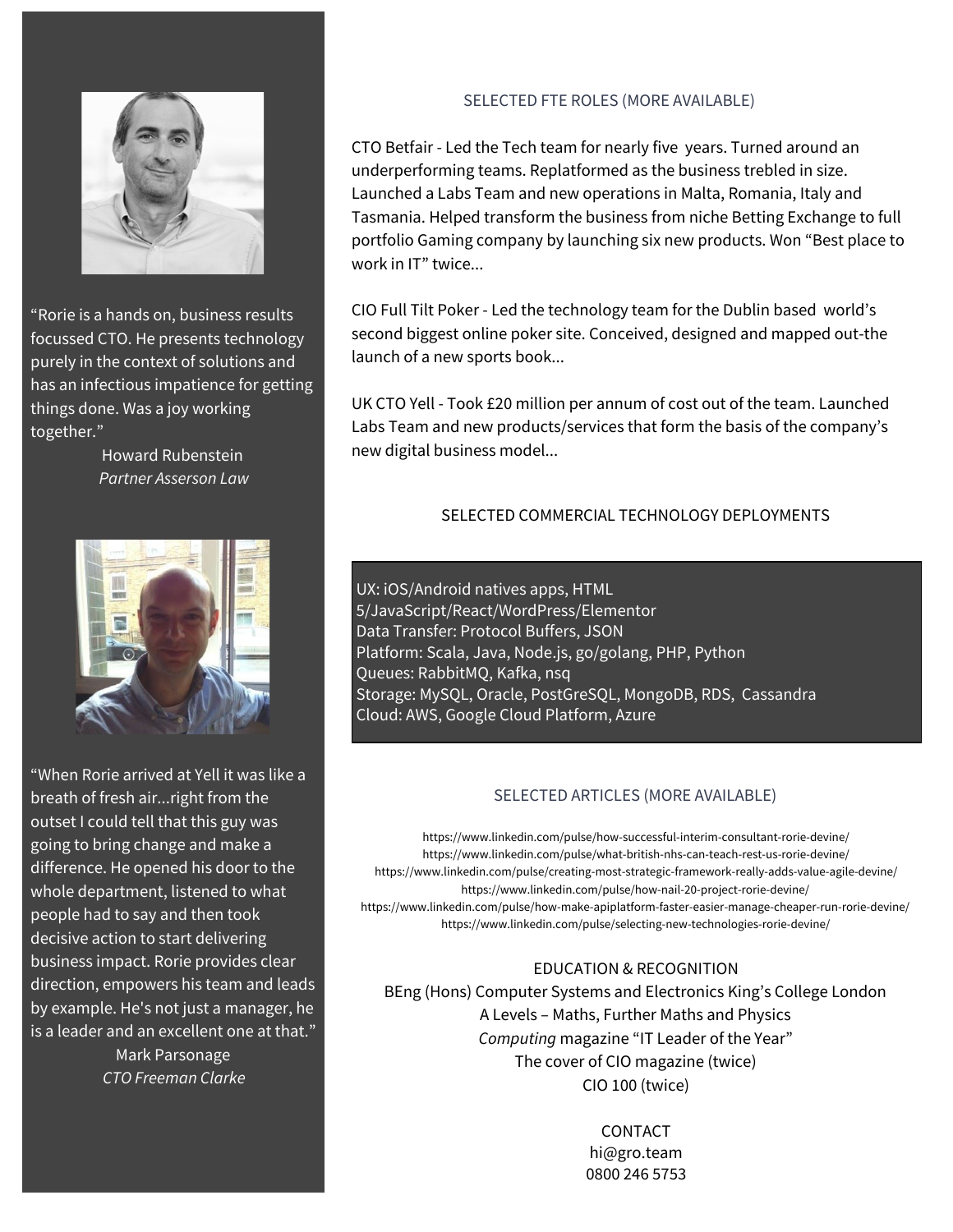"Rorie is a hands on, business results focussed CTO. He presents technology purely in the context of solutions and has an infectious impatience for getting things done. Was a joy working together."

Howard Rubenstein
*Partner Asserson Law*

"When Rorie arrived at Yell it was like a breath of fresh air...right from the outset I could tell that this guy was going to bring change and make a difference. He opened his door to the whole department, listened to what people had to say and then took decisive action to start delivering business impact. Rorie provides clear direction, empowers his team and leads by example. He's not just a manager, he is a leader and an excellent one at that."

Mark Parsonage
*CTO Freeman Clarke*

## SELECTED FTE ROLES (MORE AVAILABLE)

CTO Betfair - Led the Tech team for nearly five years. Turned around an underperforming teams. Replatformed as the business trebled in size. Launched a Labs Team and new operations in Malta, Romania, Italy and Tasmania. Helped transform the business from niche Betting Exchange to full portfolio Gaming company by launching six new products. Won "Best place to work in IT" twice...

CIO Full Tilt Poker - Led the technology team for the Dublin based world's second biggest online poker site. Conceived, designed and mapped out-the launch of a new sports book...

UK CTO Yell - Took £20 million per annum of cost out of the team. Launched Labs Team and new products/services that form the basis of the company's new digital business model...

## SELECTED COMMERCIAL TECHNOLOGY DEPLOYMENTS

UX: iOS/Android natives apps, HTML 5/JavaScript/React/WordPress/Elementor
Data Transfer: Protocol Buffers, JSON
Platform: Scala, Java, Node.js, go/golang, PHP, Python
Queues: RabbitMQ, Kafka, nsq
Storage: MySQL, Oracle, PostGreSQL, MongoDB, RDS, Cassandra
Cloud: AWS, Google Cloud Platform, Azure

## SELECTED ARTICLES (MORE AVAILABLE)

https://www.linkedin.com/pulse/how-successful-interim-consultant-rorie-devine/
https://www.linkedin.com/pulse/what-british-nhs-can-teach-rest-us-rorie-devine/
https://www.linkedin.com/pulse/creating-most-strategic-framework-really-adds-value-agile-devine/
https://www.linkedin.com/pulse/how-nail-20-project-rorie-devine/
https://www.linkedin.com/pulse/how-make-apiplatform-faster-easier-manage-cheaper-run-rorie-devine/
https://www.linkedin.com/pulse/selecting-new-technologies-rorie-devine/

## EDUCATION & RECOGNITION

BEng (Hons) Computer Systems and Electronics King's College London
A Levels – Maths, Further Maths and Physics
*Computing* magazine "IT Leader of the Year"
The cover of CIO magazine (twice)
CIO 100 (twice)

## CONTACT

hi@gro.team
0800 246 5753